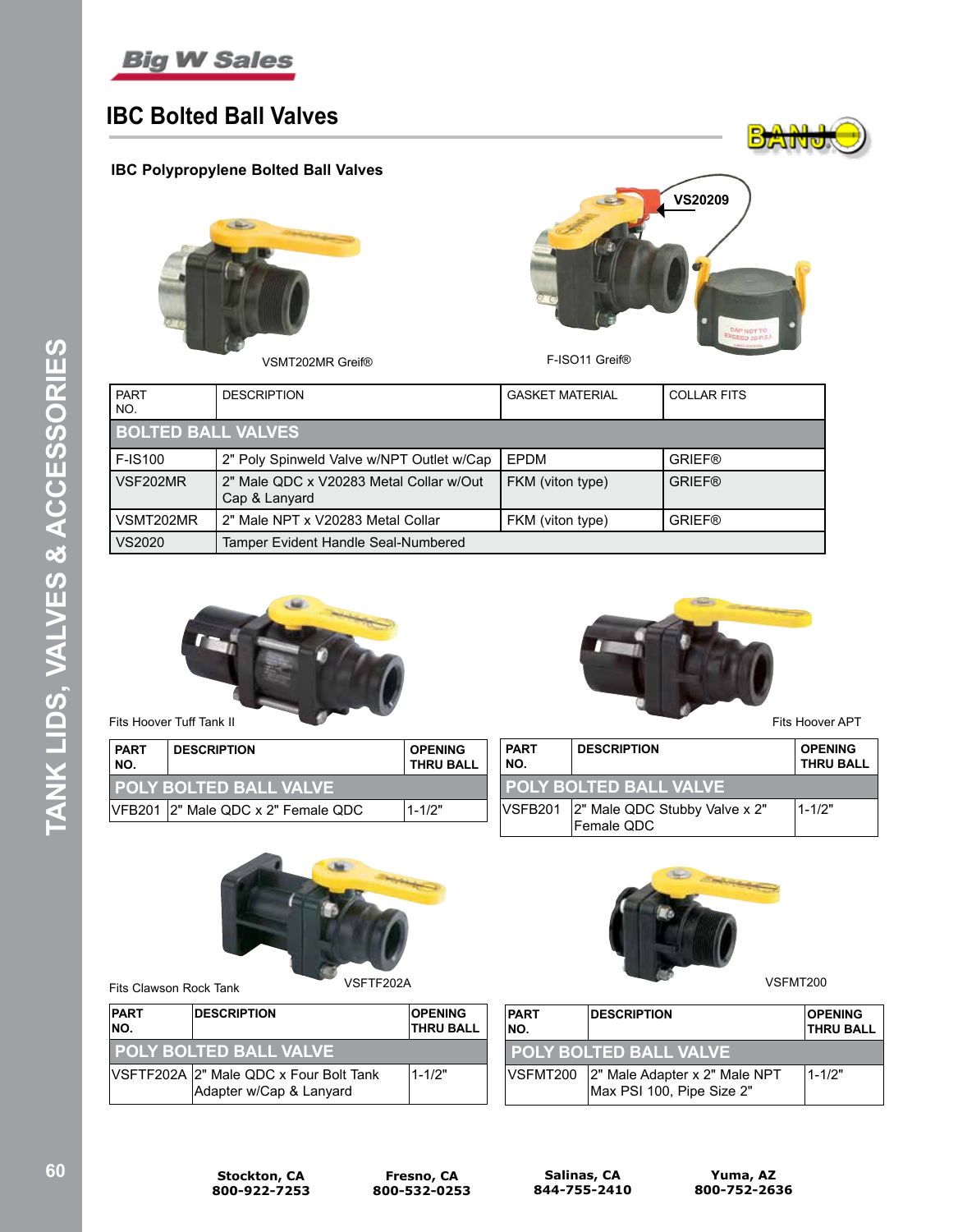# IBC Bolted Ball Valves

## IBC Polypropylene Bolted Ball Valves

VS20209

VSMT202MR Greif®

F-ISO11 Greif®

| PART NO. | DESCRIPTION | GASKET MATERIAL | COLLAR FITS |
|---|---|---|---|
| **BOLTED BALL VALVES** | | | |
| F-IS100 | 2" Poly Spinweld Valve w/NPT Outlet w/Cap | EPDM | GRIEF® |
| VSF202MR | 2" Male QDC x V20283 Metal Collar w/Out Cap & Lanyard | FKM (viton type) | GRIEF® |
| VSMT202MR | 2" Male NPT x V20283 Metal Collar | FKM (viton type) | GRIEF® |
| VS2020 | Tamper Evident Handle Seal-Numbered | | |

Fits Hoover Tuff Tank II

| PART NO. | DESCRIPTION | OPENING THRU BALL |
|---|---|---|
| **POLY BOLTED BALL VALVE** | | |
| VFB201 | 2" Male QDC x 2" Female QDC | 1-1/2" |

Fits Hoover APT

| PART NO. | DESCRIPTION | OPENING THRU BALL |
|---|---|---|
| **POLY BOLTED BALL VALVE** | | |
| VSFB201 | 2" Male QDC Stubby Valve x 2" Female QDC | 1-1/2" |

Fits Clawson Rock Tank

VSFTF202A

| PART NO. | DESCRIPTION | OPENING THRU BALL |
|---|---|---|
| **POLY BOLTED BALL VALVE** | | |
| VSFTF202A | 2" Male QDC x Four Bolt Tank Adapter w/Cap & Lanyard | 1-1/2" |

VSFMT200

| PART NO. | DESCRIPTION | OPENING THRU BALL |
|---|---|---|
| **POLY BOLTED BALL VALVE** | | |
| VSFMT200 | 2" Male Adapter x 2" Male NPT Max PSI 100, Pipe Size 2" | 1-1/2" |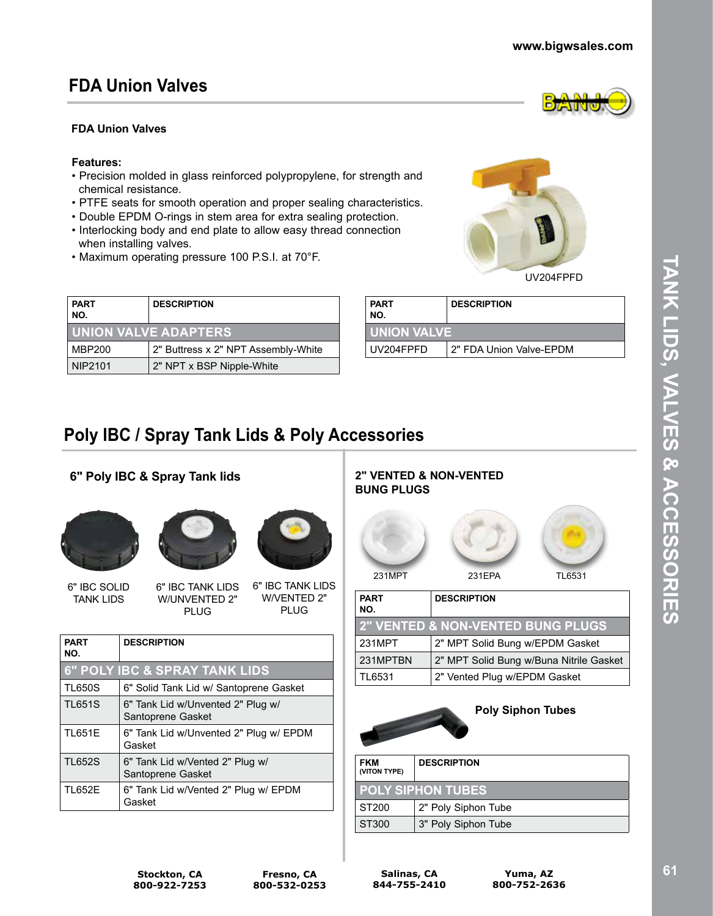# FDA Union Valves

### FDA Union Valves

**Features:**

- Precision molded in glass reinforced polypropylene, for strength and chemical resistance.
- PTFE seats for smooth operation and proper sealing characteristics.
- Double EPDM O-rings in stem area for extra sealing protection.
- Interlocking body and end plate to allow easy thread connection when installing valves.
- Maximum operating pressure 100 P.S.I. at 70°F.

UV204FPFD

| PART NO. | DESCRIPTION |
|---|---|
| **UNION VALVE ADAPTERS** | |
| MBP200 | 2" Buttress x 2" NPT Assembly-White |
| NIP2101 | 2" NPT x BSP Nipple-White |

| PART NO. | DESCRIPTION |
|---|---|
| **UNION VALVE** | |
| UV204FPFD | 2" FDA Union Valve-EPDM |

# Poly IBC / Spray Tank Lids & Poly Accessories

### 6" Poly IBC & Spray Tank lids

6" IBC SOLID TANK LIDS

6" IBC TANK LIDS W/UNVENTED 2" PLUG

6" IBC TANK LIDS W/VENTED 2" PLUG

| PART NO. | DESCRIPTION |
|---|---|
| **6" POLY IBC & SPRAY TANK LIDS** | |
| TL650S | 6" Solid Tank Lid w/ Santoprene Gasket |
| TL651S | 6" Tank Lid w/Unvented 2" Plug w/ Santoprene Gasket |
| TL651E | 6" Tank Lid w/Unvented 2" Plug w/ EPDM Gasket |
| TL652S | 6" Tank Lid w/Vented 2" Plug w/ Santoprene Gasket |
| TL652E | 6" Tank Lid w/Vented 2" Plug w/ EPDM Gasket |

### 2" VENTED & NON-VENTED BUNG PLUGS

231MPT

231EPA

TL6531

| PART NO. | DESCRIPTION |
|---|---|
| **2" VENTED & NON-VENTED BUNG PLUGS** | |
| 231MPT | 2" MPT Solid Bung w/EPDM Gasket |
| 231MPTBN | 2" MPT Solid Bung w/Buna Nitrile Gasket |
| TL6531 | 2" Vented Plug w/EPDM Gasket |

### Poly Siphon Tubes

| FKM (VITON TYPE) | DESCRIPTION |
|---|---|
| **POLY SIPHON TUBES** | |
| ST200 | 2" Poly Siphon Tube |
| ST300 | 3" Poly Siphon Tube |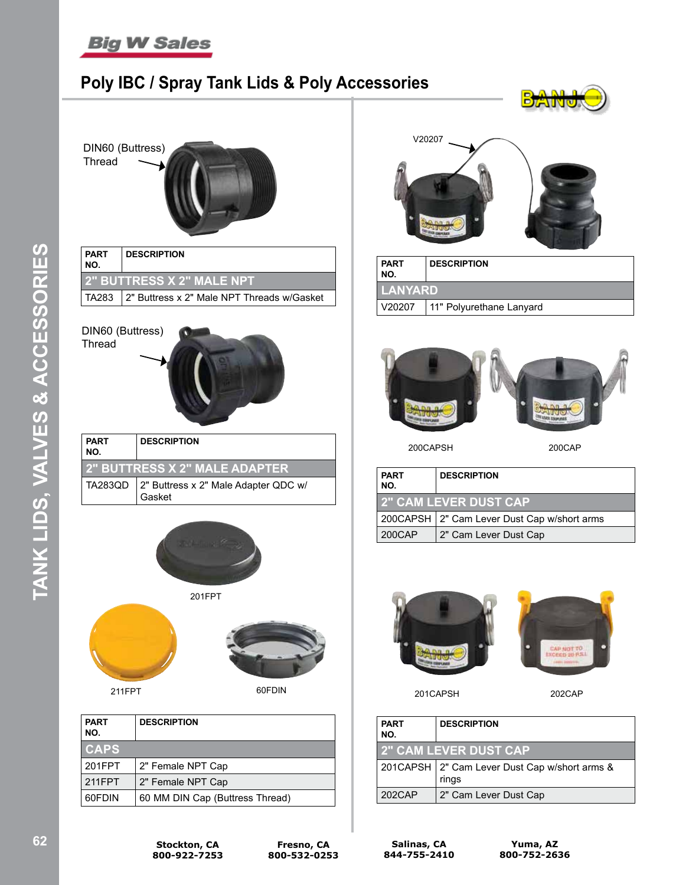# Poly IBC / Spray Tank Lids & Poly Accessories

DIN60 (Buttress) Thread

| PART NO. | DESCRIPTION |
|---|---|
| **2" BUTTRESS X 2" MALE NPT** | |
| TA283 | 2" Buttress x 2" Male NPT Threads w/Gasket |

DIN60 (Buttress) Thread

| PART NO. | DESCRIPTION |
|---|---|
| **2" BUTTRESS X 2" MALE ADAPTER** | |
| TA283QD | 2" Buttress x 2" Male Adapter QDC w/ Gasket |

201FPT

211FPT

60FDIN

| PART NO. | DESCRIPTION |
|---|---|
| **CAPS** | |
| 201FPT | 2" Female NPT Cap |
| 211FPT | 2" Female NPT Cap |
| 60FDIN | 60 MM DIN Cap (Buttress Thread) |

V20207

| PART NO. | DESCRIPTION |
|---|---|
| **LANYARD** | |
| V20207 | 11" Polyurethane Lanyard |

200CAPSH

200CAP

| PART NO. | DESCRIPTION |
|---|---|
| **2" CAM LEVER DUST CAP** | |
| 200CAPSH | 2" Cam Lever Dust Cap w/short arms |
| 200CAP | 2" Cam Lever Dust Cap |

201CAPSH

202CAP

| PART NO. | DESCRIPTION |
|---|---|
| **2" CAM LEVER DUST CAP** | |
| 201CAPSH | 2" Cam Lever Dust Cap w/short arms & rings |
| 202CAP | 2" Cam Lever Dust Cap |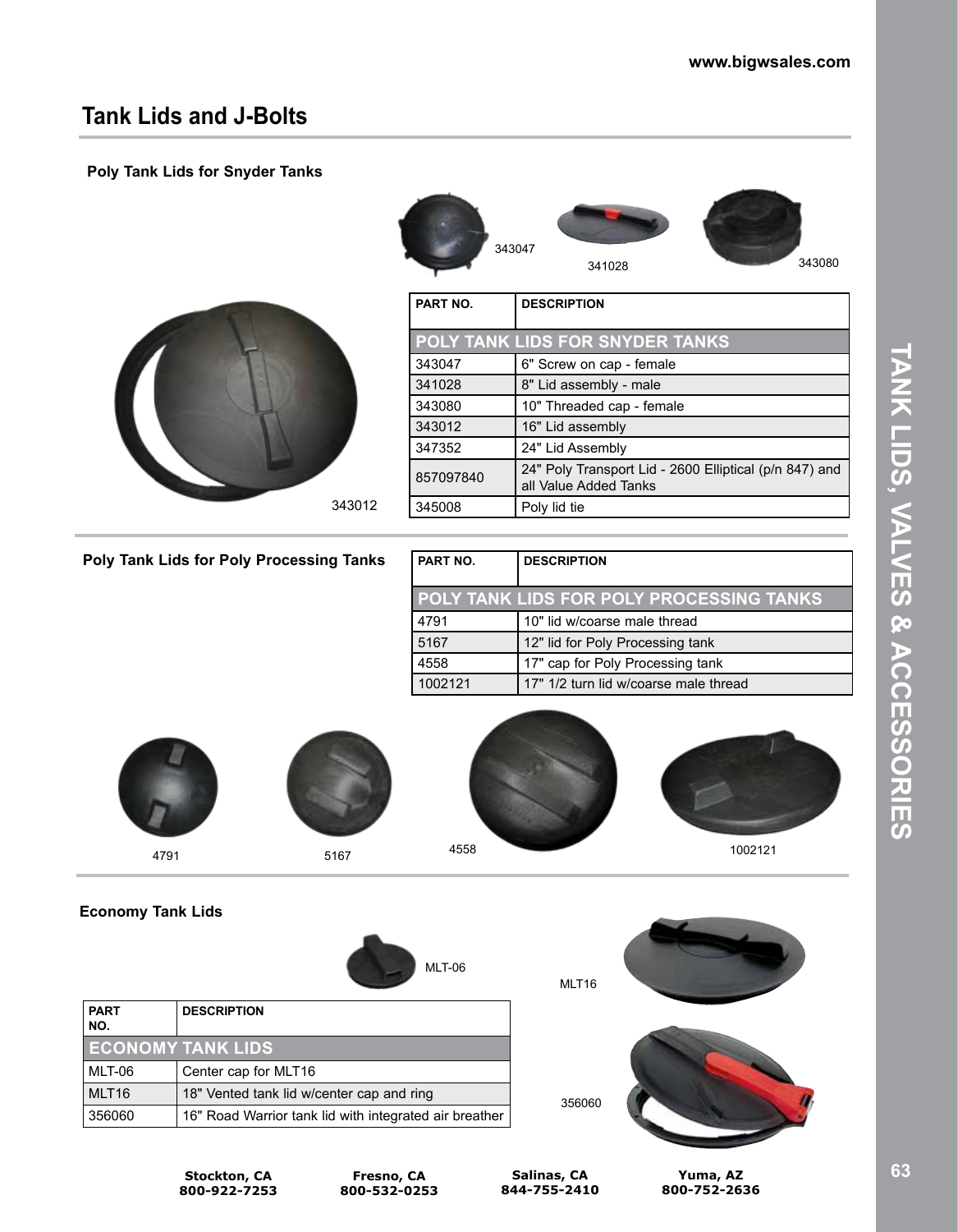# Tank Lids and J-Bolts

### Poly Tank Lids for Snyder Tanks

343047 341028 343080

343012

| PART NO. | DESCRIPTION |
| --- | --- |
| **POLY TANK LIDS FOR SNYDER TANKS** | |
| 343047 | 6" Screw on cap - female |
| 341028 | 8" Lid assembly - male |
| 343080 | 10" Threaded cap - female |
| 343012 | 16" Lid assembly |
| 347352 | 24" Lid Assembly |
| 857097840 | 24" Poly Transport Lid - 2600 Elliptical (p/n 847) and all Value Added Tanks |
| 345008 | Poly lid tie |

### Poly Tank Lids for Poly Processing Tanks

| PART NO. | DESCRIPTION |
| --- | --- |
| **POLY TANK LIDS FOR POLY PROCESSING TANKS** | |
| 4791 | 10" lid w/coarse male thread |
| 5167 | 12" lid for Poly Processing tank |
| 4558 | 17" cap for Poly Processing tank |
| 1002121 | 17" 1/2 turn lid w/coarse male thread |

4791 5167 4558 1002121

### Economy Tank Lids

MLT-06

MLT16

| PART NO. | DESCRIPTION |
| --- | --- |
| **ECONOMY TANK LIDS** | |
| MLT-06 | Center cap for MLT16 |
| MLT16 | 18" Vented tank lid w/center cap and ring |
| 356060 | 16" Road Warrior tank lid with integrated air breather |

356060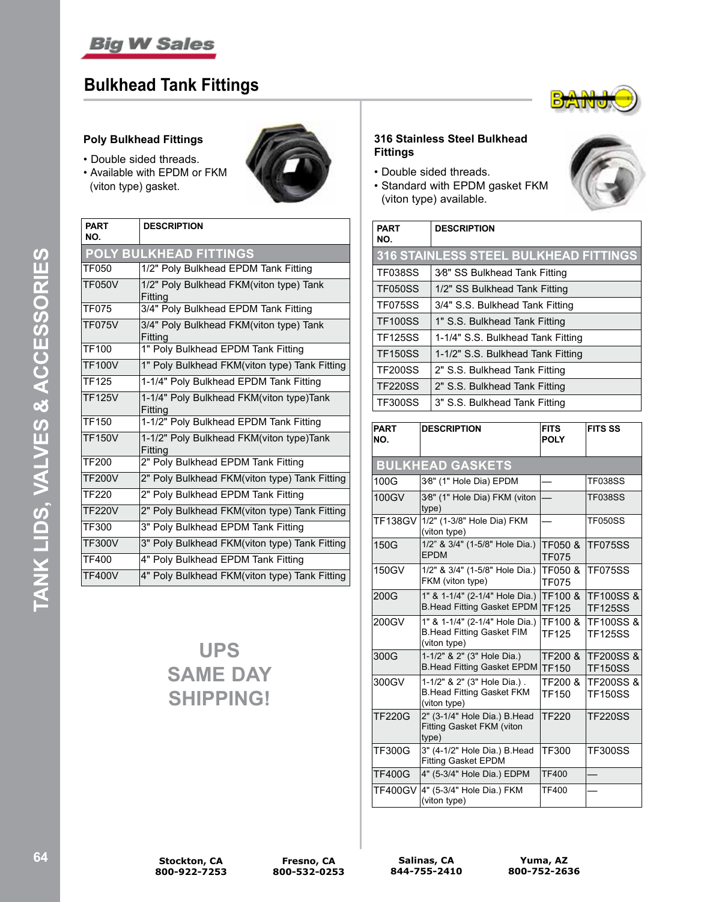## Bulkhead Tank Fittings

### Poly Bulkhead Fittings

- Double sided threads.
- Available with EPDM or FKM (viton type) gasket.

| PART NO. | DESCRIPTION |
|---|---|
| **POLY BULKHEAD FITTINGS** | |
| TF050 | 1/2" Poly Bulkhead EPDM Tank Fitting |
| TF050V | 1/2" Poly Bulkhead FKM(viton type) Tank Fitting |
| TF075 | 3/4" Poly Bulkhead EPDM Tank Fitting |
| TF075V | 3/4" Poly Bulkhead FKM(viton type) Tank Fitting |
| TF100 | 1" Poly Bulkhead EPDM Tank Fitting |
| TF100V | 1" Poly Bulkhead FKM(viton type) Tank Fitting |
| TF125 | 1-1/4" Poly Bulkhead EPDM Tank Fitting |
| TF125V | 1-1/4" Poly Bulkhead FKM(viton type)Tank Fitting |
| TF150 | 1-1/2" Poly Bulkhead EPDM Tank Fitting |
| TF150V | 1-1/2" Poly Bulkhead FKM(viton type)Tank Fitting |
| TF200 | 2" Poly Bulkhead EPDM Tank Fitting |
| TF200V | 2" Poly Bulkhead FKM(viton type) Tank Fitting |
| TF220 | 2" Poly Bulkhead EPDM Tank Fitting |
| TF220V | 2" Poly Bulkhead FKM(viton type) Tank Fitting |
| TF300 | 3" Poly Bulkhead EPDM Tank Fitting |
| TF300V | 3" Poly Bulkhead FKM(viton type) Tank Fitting |
| TF400 | 4" Poly Bulkhead EPDM Tank Fitting |
| TF400V | 4" Poly Bulkhead FKM(viton type) Tank Fitting |

**UPS SAME DAY SHIPPING!**

### 316 Stainless Steel Bulkhead Fittings

- Double sided threads.
- Standard with EPDM gasket FKM (viton type) available.

| PART NO. | DESCRIPTION |
|---|---|
| **316 STAINLESS STEEL BULKHEAD FITTINGS** | |
| TF038SS | 3⁄8" SS Bulkhead Tank Fitting |
| TF050SS | 1/2" SS Bulkhead Tank Fitting |
| TF075SS | 3/4" S.S. Bulkhead Tank Fitting |
| TF100SS | 1" S.S. Bulkhead Tank Fitting |
| TF125SS | 1-1/4" S.S. Bulkhead Tank Fitting |
| TF150SS | 1-1/2" S.S. Bulkhead Tank Fitting |
| TF200SS | 2" S.S. Bulkhead Tank Fitting |
| TF220SS | 2" S.S. Bulkhead Tank Fitting |
| TF300SS | 3" S.S. Bulkhead Tank Fitting |

| PART NO. | DESCRIPTION | FITS POLY | FITS SS |
|---|---|---|---|
| **BULKHEAD GASKETS** | | | |
| 100G | 3⁄8" (1" Hole Dia) EPDM | — | TF038SS |
| 100GV | 3⁄8" (1" Hole Dia) FKM (viton type) | — | TF038SS |
| TF138GV | 1/2" (1-3/8" Hole Dia) FKM (viton type) | — | TF050SS |
| 150G | 1/2" & 3/4" (1-5/8" Hole Dia.) EPDM | TF050 & TF075 | TF075SS |
| 150GV | 1/2" & 3/4" (1-5/8" Hole Dia.) FKM (viton type) | TF050 & TF075 | TF075SS |
| 200G | 1" & 1-1/4" (2-1/4" Hole Dia.) B.Head Fitting Gasket EPDM | TF100 & TF125 | TF100SS & TF125SS |
| 200GV | 1" & 1-1/4" (2-1/4" Hole Dia.) B.Head Fitting Gasket FIM (viton type) | TF100 & TF125 | TF100SS & TF125SS |
| 300G | 1-1/2" & 2" (3" Hole Dia.) B.Head Fitting Gasket EPDM | TF200 & TF150 | TF200SS & TF150SS |
| 300GV | 1-1/2" & 2" (3" Hole Dia.) . B.Head Fitting Gasket FKM (viton type) | TF200 & TF150 | TF200SS & TF150SS |
| TF220G | 2" (3-1/4" Hole Dia.) B.Head Fitting Gasket FKM (viton type) | TF220 | TF220SS |
| TF300G | 3" (4-1/2" Hole Dia.) B.Head Fitting Gasket EPDM | TF300 | TF300SS |
| TF400G | 4" (5-3/4" Hole Dia.) EPDM | TF400 | — |
| TF400GV | 4" (5-3/4" Hole Dia.) FKM (viton type) | TF400 | — |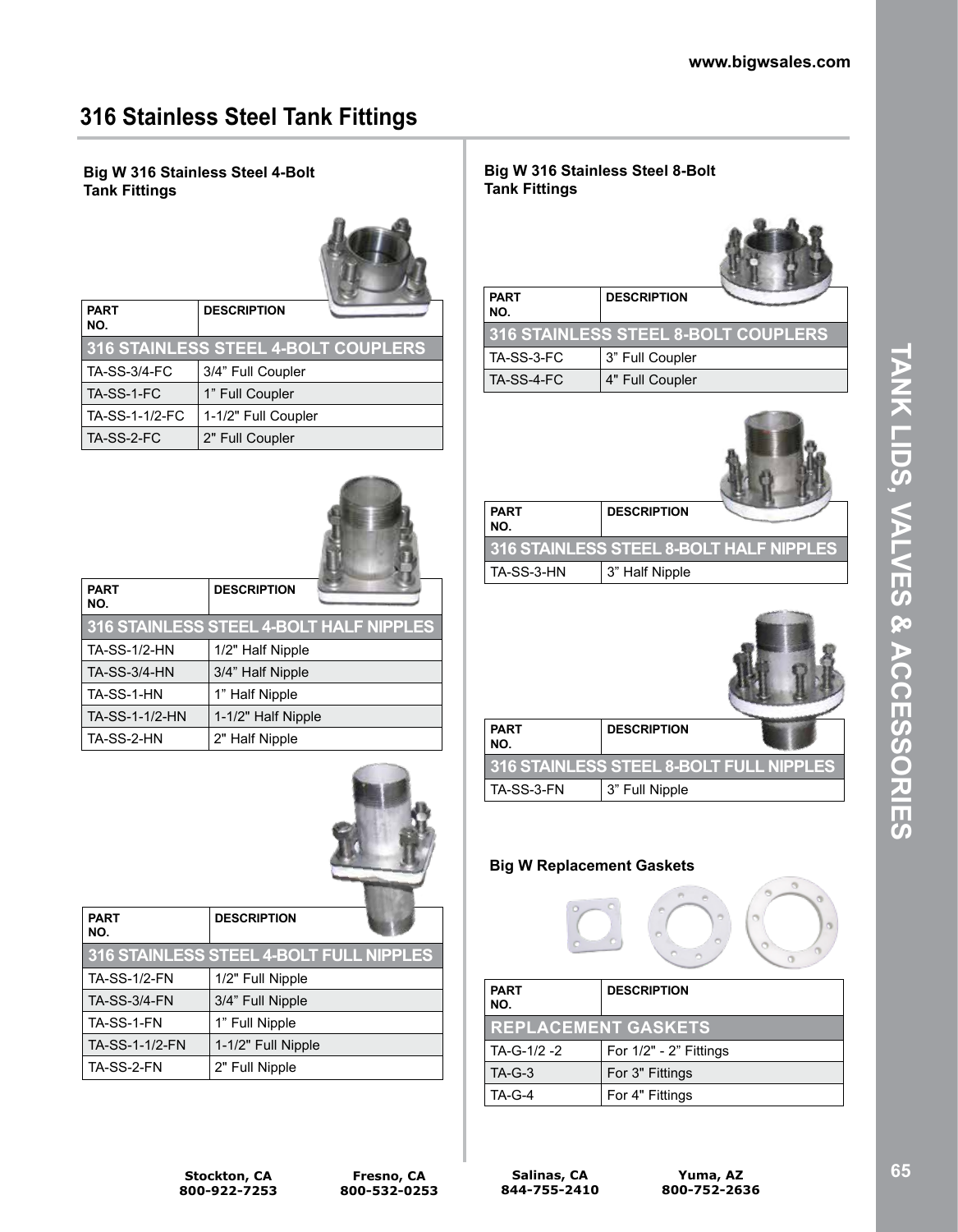# 316 Stainless Steel Tank Fittings

### Big W 316 Stainless Steel 4-Bolt Tank Fittings

| PART NO. | DESCRIPTION |
|---|---|
| **316 STAINLESS STEEL 4-BOLT COUPLERS** | |
| TA-SS-3/4-FC | 3/4" Full Coupler |
| TA-SS-1-FC | 1" Full Coupler |
| TA-SS-1-1/2-FC | 1-1/2" Full Coupler |
| TA-SS-2-FC | 2" Full Coupler |

| PART NO. | DESCRIPTION |
|---|---|
| **316 STAINLESS STEEL 4-BOLT HALF NIPPLES** | |
| TA-SS-1/2-HN | 1/2" Half Nipple |
| TA-SS-3/4-HN | 3/4" Half Nipple |
| TA-SS-1-HN | 1" Half Nipple |
| TA-SS-1-1/2-HN | 1-1/2" Half Nipple |
| TA-SS-2-HN | 2" Half Nipple |

| PART NO. | DESCRIPTION |
|---|---|
| **316 STAINLESS STEEL 4-BOLT FULL NIPPLES** | |
| TA-SS-1/2-FN | 1/2" Full Nipple |
| TA-SS-3/4-FN | 3/4" Full Nipple |
| TA-SS-1-FN | 1" Full Nipple |
| TA-SS-1-1/2-FN | 1-1/2" Full Nipple |
| TA-SS-2-FN | 2" Full Nipple |

### Big W 316 Stainless Steel 8-Bolt Tank Fittings

| PART NO. | DESCRIPTION |
|---|---|
| **316 STAINLESS STEEL 8-BOLT COUPLERS** | |
| TA-SS-3-FC | 3" Full Coupler |
| TA-SS-4-FC | 4" Full Coupler |

| PART NO. | DESCRIPTION |
|---|---|
| **316 STAINLESS STEEL 8-BOLT HALF NIPPLES** | |
| TA-SS-3-HN | 3" Half Nipple |

| PART NO. | DESCRIPTION |
|---|---|
| **316 STAINLESS STEEL 8-BOLT FULL NIPPLES** | |
| TA-SS-3-FN | 3" Full Nipple |

### Big W Replacement Gaskets

| PART NO. | DESCRIPTION |
|---|---|
| **REPLACEMENT GASKETS** | |
| TA-G-1/2 -2 | For 1/2" - 2" Fittings |
| TA-G-3 | For 3" Fittings |
| TA-G-4 | For 4" Fittings |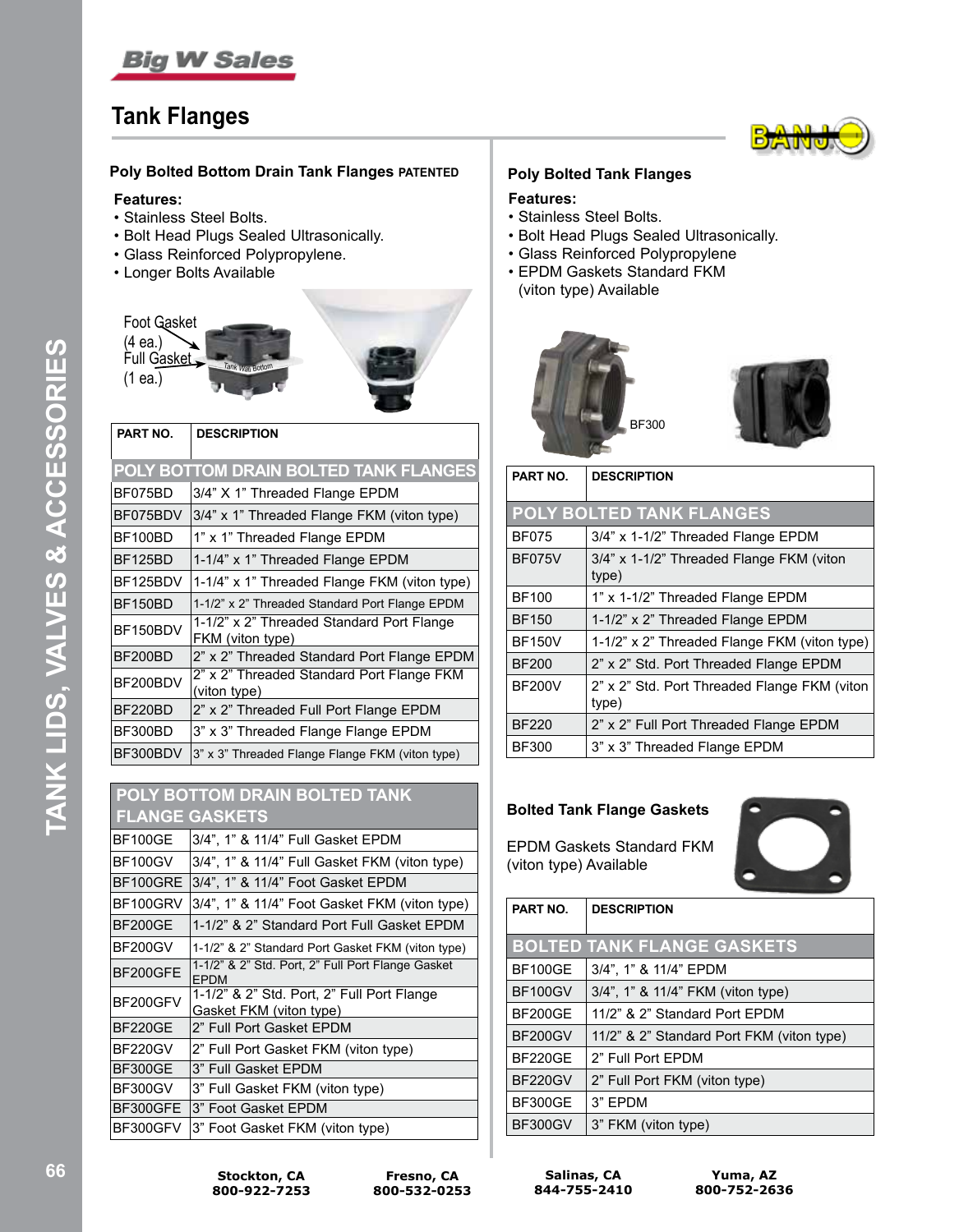# Tank Flanges

## Poly Bolted Bottom Drain Tank Flanges PATENTED

**Features:**
- Stainless Steel Bolts.
- Bolt Head Plugs Sealed Ultrasonically.
- Glass Reinforced Polypropylene.
- Longer Bolts Available

Foot Gasket (4 ea.)
Full Gasket (1 ea.)
Tank Wall Bottom

| PART NO. | DESCRIPTION |
|---|---|
| **POLY BOTTOM DRAIN BOLTED TANK FLANGES** | |
| BF075BD | 3/4" X 1" Threaded Flange EPDM |
| BF075BDV | 3/4" x 1" Threaded Flange FKM (viton type) |
| BF100BD | 1" x 1" Threaded Flange EPDM |
| BF125BD | 1-1/4" x 1" Threaded Flange EPDM |
| BF125BDV | 1-1/4" x 1" Threaded Flange FKM (viton type) |
| BF150BD | 1-1/2" x 2" Threaded Standard Port Flange EPDM |
| BF150BDV | 1-1/2" x 2" Threaded Standard Port Flange FKM (viton type) |
| BF200BD | 2" x 2" Threaded Standard Port Flange EPDM |
| BF200BDV | 2" x 2" Threaded Standard Port Flange FKM (viton type) |
| BF220BD | 2" x 2" Threaded Full Port Flange EPDM |
| BF300BD | 3" x 3" Threaded Flange Flange EPDM |
| BF300BDV | 3" x 3" Threaded Flange Flange FKM (viton type) |

| **POLY BOTTOM DRAIN BOLTED TANK FLANGE GASKETS** | |
|---|---|
| BF100GE | 3/4", 1" & 11/4" Full Gasket EPDM |
| BF100GV | 3/4", 1" & 11/4" Full Gasket FKM (viton type) |
| BF100GRE | 3/4", 1" & 11/4" Foot Gasket EPDM |
| BF100GRV | 3/4", 1" & 11/4" Foot Gasket FKM (viton type) |
| BF200GE | 1-1/2" & 2" Standard Port Full Gasket EPDM |
| BF200GV | 1-1/2" & 2" Standard Port Gasket FKM (viton type) |
| BF200GFE | 1-1/2" & 2" Std. Port, 2" Full Port Flange Gasket EPDM |
| BF200GFV | 1-1/2" & 2" Std. Port, 2" Full Port Flange Gasket FKM (viton type) |
| BF220GE | 2" Full Port Gasket EPDM |
| BF220GV | 2" Full Port Gasket FKM (viton type) |
| BF300GE | 3" Full Gasket EPDM |
| BF300GV | 3" Full Gasket FKM (viton type) |
| BF300GFE | 3" Foot Gasket EPDM |
| BF300GFV | 3" Foot Gasket FKM (viton type) |

## Poly Bolted Tank Flanges

**Features:**
- Stainless Steel Bolts.
- Bolt Head Plugs Sealed Ultrasonically.
- Glass Reinforced Polypropylene
- EPDM Gaskets Standard FKM (viton type) Available

BF300

| PART NO. | DESCRIPTION |
|---|---|
| **POLY BOLTED TANK FLANGES** | |
| BF075 | 3/4" x 1-1/2" Threaded Flange EPDM |
| BF075V | 3/4" x 1-1/2" Threaded Flange FKM (viton type) |
| BF100 | 1" x 1-1/2" Threaded Flange EPDM |
| BF150 | 1-1/2" x 2" Threaded Flange EPDM |
| BF150V | 1-1/2" x 2" Threaded Flange FKM (viton type) |
| BF200 | 2" x 2" Std. Port Threaded Flange EPDM |
| BF200V | 2" x 2" Std. Port Threaded Flange FKM (viton type) |
| BF220 | 2" x 2" Full Port Threaded Flange EPDM |
| BF300 | 3" x 3" Threaded Flange EPDM |

## Bolted Tank Flange Gaskets

EPDM Gaskets Standard FKM (viton type) Available

| PART NO. | DESCRIPTION |
|---|---|
| **BOLTED TANK FLANGE GASKETS** | |
| BF100GE | 3/4", 1" & 11/4" EPDM |
| BF100GV | 3/4", 1" & 11/4" FKM (viton type) |
| BF200GE | 11/2" & 2" Standard Port EPDM |
| BF200GV | 11/2" & 2" Standard Port FKM (viton type) |
| BF220GE | 2" Full Port EPDM |
| BF220GV | 2" Full Port FKM (viton type) |
| BF300GE | 3" EPDM |
| BF300GV | 3" FKM (viton type) |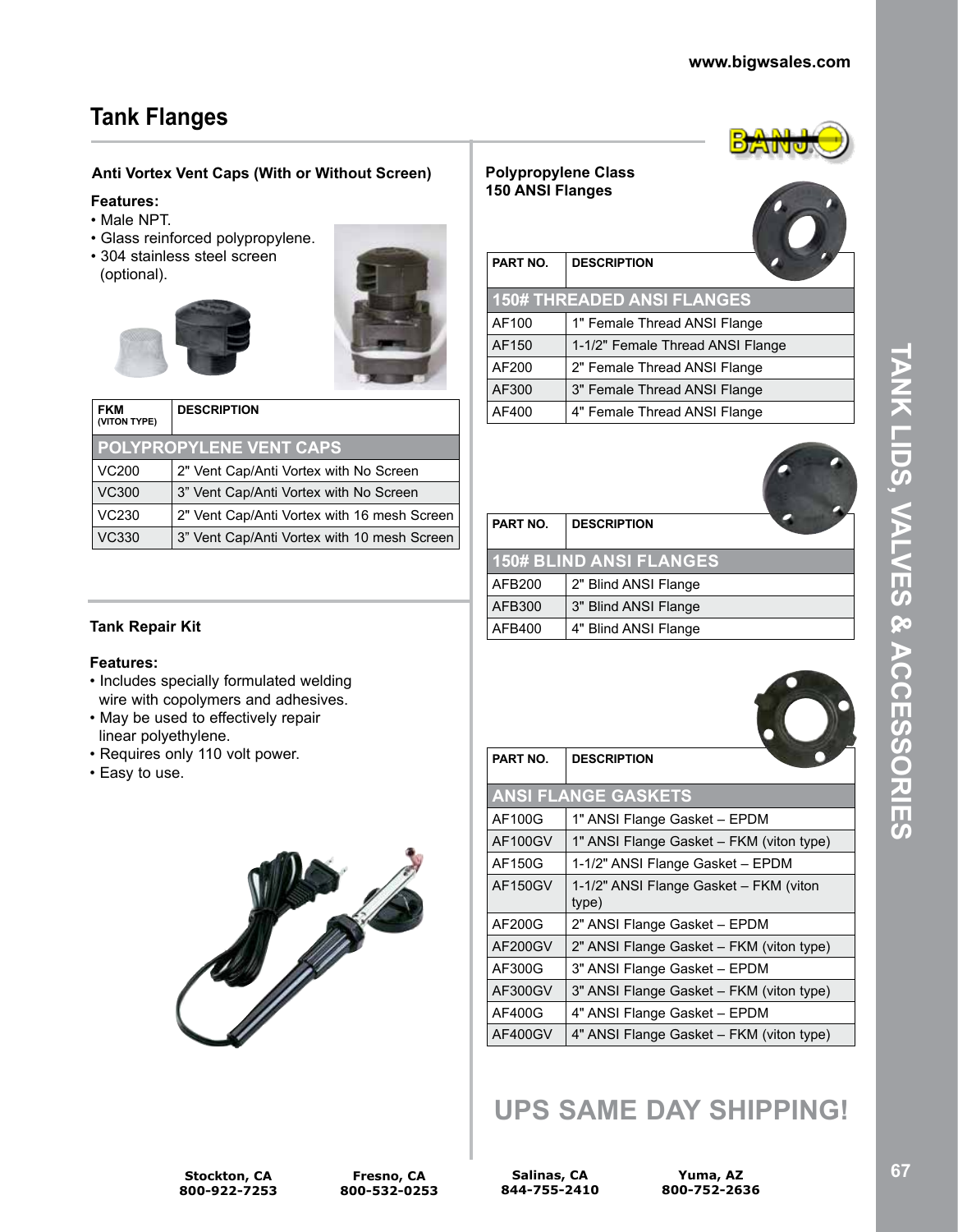## Tank Flanges

### Anti Vortex Vent Caps (With or Without Screen)

**Features:**

- Male NPT.
- Glass reinforced polypropylene.
- 304 stainless steel screen (optional).

| FKM (VITON TYPE) | DESCRIPTION |
|---|---|
| **POLYPROPYLENE VENT CAPS** | |
| VC200 | 2" Vent Cap/Anti Vortex with No Screen |
| VC300 | 3" Vent Cap/Anti Vortex with No Screen |
| VC230 | 2" Vent Cap/Anti Vortex with 16 mesh Screen |
| VC330 | 3" Vent Cap/Anti Vortex with 10 mesh Screen |

### Tank Repair Kit

**Features:**

- Includes specially formulated welding wire with copolymers and adhesives.
- May be used to effectively repair linear polyethylene.
- Requires only 110 volt power.
- Easy to use.

### Polypropylene Class 150 ANSI Flanges

| PART NO. | DESCRIPTION |
|---|---|
| **150# THREADED ANSI FLANGES** | |
| AF100 | 1" Female Thread ANSI Flange |
| AF150 | 1-1/2" Female Thread ANSI Flange |
| AF200 | 2" Female Thread ANSI Flange |
| AF300 | 3" Female Thread ANSI Flange |
| AF400 | 4" Female Thread ANSI Flange |

| PART NO. | DESCRIPTION |
|---|---|
| **150# BLIND ANSI FLANGES** | |
| AFB200 | 2" Blind ANSI Flange |
| AFB300 | 3" Blind ANSI Flange |
| AFB400 | 4" Blind ANSI Flange |

| PART NO. | DESCRIPTION |
|---|---|
| **ANSI FLANGE GASKETS** | |
| AF100G | 1" ANSI Flange Gasket – EPDM |
| AF100GV | 1" ANSI Flange Gasket – FKM (viton type) |
| AF150G | 1-1/2" ANSI Flange Gasket – EPDM |
| AF150GV | 1-1/2" ANSI Flange Gasket – FKM (viton type) |
| AF200G | 2" ANSI Flange Gasket – EPDM |
| AF200GV | 2" ANSI Flange Gasket – FKM (viton type) |
| AF300G | 3" ANSI Flange Gasket – EPDM |
| AF300GV | 3" ANSI Flange Gasket – FKM (viton type) |
| AF400G | 4" ANSI Flange Gasket – EPDM |
| AF400GV | 4" ANSI Flange Gasket – FKM (viton type) |

## UPS SAME DAY SHIPPING!

Stockton, CA 800-922-7253 | Fresno, CA 800-532-0253 | Salinas, CA 844-755-2410 | Yuma, AZ 800-752-2636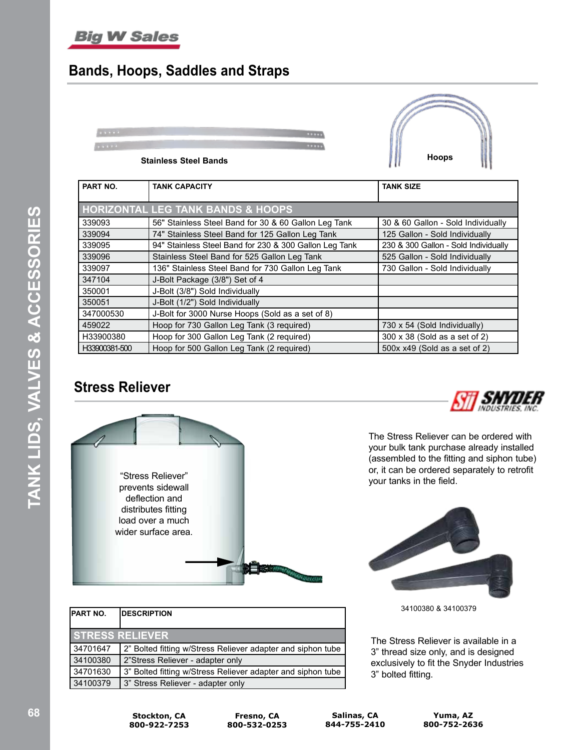## Bands, Hoops, Saddles and Straps

Stainless Steel Bands

Hoops

| PART NO. | TANK CAPACITY | TANK SIZE |
|---|---|---|
| **HORIZONTAL LEG TANK BANDS & HOOPS** | | |
| 339093 | 56" Stainless Steel Band for 30 & 60 Gallon Leg Tank | 30 & 60 Gallon - Sold Individually |
| 339094 | 74" Stainless Steel Band for 125 Gallon Leg Tank | 125 Gallon - Sold Individually |
| 339095 | 94" Stainless Steel Band for 230 & 300 Gallon Leg Tank | 230 & 300 Gallon - Sold Individually |
| 339096 | Stainless Steel Band for 525 Gallon Leg Tank | 525 Gallon - Sold Individually |
| 339097 | 136" Stainless Steel Band for 730 Gallon Leg Tank | 730 Gallon - Sold Individually |
| 347104 | J-Bolt Package (3/8") Set of 4 | |
| 350001 | J-Bolt (3/8") Sold Individually | |
| 350051 | J-Bolt (1/2") Sold Individually | |
| 347000530 | J-Bolt for 3000 Nurse Hoops (Sold as a set of 8) | |
| 459022 | Hoop for 730 Gallon Leg Tank (3 required) | 730 x 54 (Sold Individually) |
| H33900380 | Hoop for 300 Gallon Leg Tank (2 required) | 300 x 38 (Sold as a set of 2) |
| H33900381-500 | Hoop for 500 Gallon Leg Tank (2 required) | 500x x49 (Sold as a set of 2) |

## Stress Reliever

SNYDER INDUSTRIES, INC.

"Stress Reliever" prevents sidewall deflection and distributes fitting load over a much wider surface area.

The Stress Reliever can be ordered with your bulk tank purchase already installed (assembled to the fitting and siphon tube) or, it can be ordered separately to retrofit your tanks in the field.

34100380 & 34100379

| PART NO. | DESCRIPTION |
|---|---|
| **STRESS RELIEVER** | |
| 34701647 | 2" Bolted fitting w/Stress Reliever adapter and siphon tube |
| 34100380 | 2"Stress Reliever - adapter only |
| 34701630 | 3" Bolted fitting w/Stress Reliever adapter and siphon tube |
| 34100379 | 3" Stress Reliever - adapter only |

The Stress Reliever is available in a 3" thread size only, and is designed exclusively to fit the Snyder Industries 3" bolted fitting.

**Stockton, CA** 800-922-7253 | **Fresno, CA** 800-532-0253 | **Salinas, CA** 844-755-2410 | **Yuma, AZ** 800-752-2636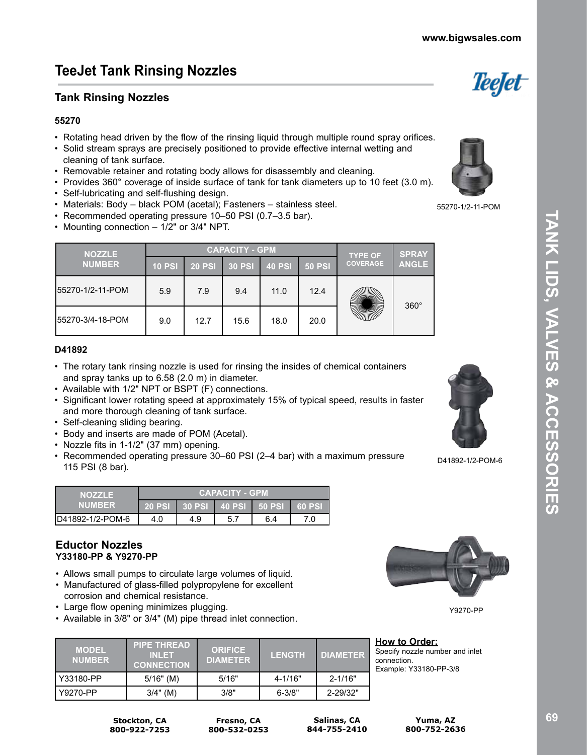# TeeJet Tank Rinsing Nozzles

## Tank Rinsing Nozzles

### 55270

- Rotating head driven by the flow of the rinsing liquid through multiple round spray orifices.
- Solid stream sprays are precisely positioned to provide effective internal wetting and cleaning of tank surface.
- Removable retainer and rotating body allows for disassembly and cleaning.
- Provides 360° coverage of inside surface of tank for tank diameters up to 10 feet (3.0 m).
- Self-lubricating and self-flushing design.
- Materials: Body – black POM (acetal); Fasteners – stainless steel.
- Recommended operating pressure 10–50 PSI (0.7–3.5 bar).
- Mounting connection – 1/2" or 3/4" NPT.

55270-1/2-11-POM

| NOZZLE NUMBER | CAPACITY - GPM | | | | | TYPE OF COVERAGE | SPRAY ANGLE |
|---|---|---|---|---|---|---|---|
| | 10 PSI | 20 PSI | 30 PSI | 40 PSI | 50 PSI | | |
| 55270-1/2-11-POM | 5.9 | 7.9 | 9.4 | 11.0 | 12.4 | | 360° |
| 55270-3/4-18-POM | 9.0 | 12.7 | 15.6 | 18.0 | 20.0 | | 360° |

### D41892

- The rotary tank rinsing nozzle is used for rinsing the insides of chemical containers and spray tanks up to 6.58 (2.0 m) in diameter.
- Available with 1/2" NPT or BSPT (F) connections.
- Significant lower rotating speed at approximately 15% of typical speed, results in faster and more thorough cleaning of tank surface.
- Self-cleaning sliding bearing.
- Body and inserts are made of POM (Acetal).
- Nozzle fits in 1-1/2" (37 mm) opening.
- Recommended operating pressure 30–60 PSI (2–4 bar) with a maximum pressure 115 PSI (8 bar).

D41892-1/2-POM-6

| NOZZLE NUMBER | CAPACITY - GPM | | | | |
|---|---|---|---|---|---|
| | 20 PSI | 30 PSI | 40 PSI | 50 PSI | 60 PSI |
| D41892-1/2-POM-6 | 4.0 | 4.9 | 5.7 | 6.4 | 7.0 |

## Eductor Nozzles

**Y33180-PP & Y9270-PP**

- Allows small pumps to circulate large volumes of liquid.
- Manufactured of glass-filled polypropylene for excellent corrosion and chemical resistance.
- Large flow opening minimizes plugging.
- Available in 3/8" or 3/4" (M) pipe thread inlet connection.

Y9270-PP

| MODEL NUMBER | PIPE THREAD INLET CONNECTION | ORIFICE DIAMETER | LENGTH | DIAMETER |
|---|---|---|---|---|
| Y33180-PP | 5/16" (M) | 5/16" | 4-1/16" | 2-1/16" |
| Y9270-PP | 3/4" (M) | 3/8" | 6-3/8" | 2-29/32" |

**How to Order:**
Specify nozzle number and inlet connection.
Example: Y33180-PP-3/8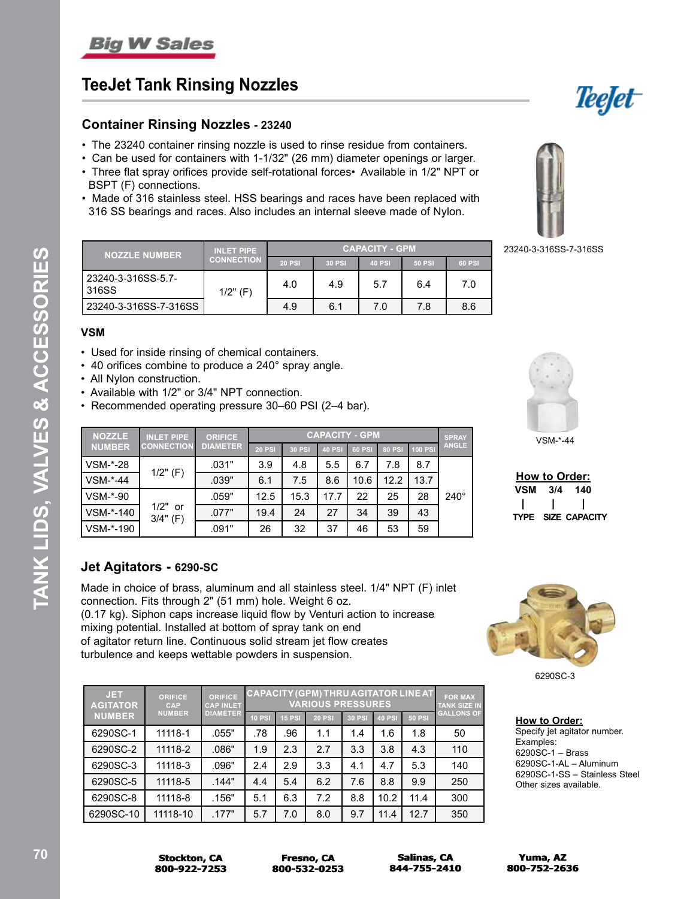Big W Sales

# TeeJet Tank Rinsing Nozzles

TeeJet

## Container Rinsing Nozzles - 23240

- The 23240 container rinsing nozzle is used to rinse residue from containers.
- Can be used for containers with 1-1/32" (26 mm) diameter openings or larger.
- Three flat spray orifices provide self-rotational forces• Available in 1/2" NPT or BSPT (F) connections.
- Made of 316 stainless steel. HSS bearings and races have been replaced with 316 SS bearings and races. Also includes an internal sleeve made of Nylon.

23240-3-316SS-7-316SS

| NOZZLE NUMBER | INLET PIPE CONNECTION | CAPACITY - GPM | | | | |
|---|---|---|---|---|---|---|
| | | 20 PSI | 30 PSI | 40 PSI | 50 PSI | 60 PSI |
| 23240-3-316SS-5.7-316SS | 1/2" (F) | 4.0 | 4.9 | 5.7 | 6.4 | 7.0 |
| 23240-3-316SS-7-316SS | | 4.9 | 6.1 | 7.0 | 7.8 | 8.6 |

### VSM

- Used for inside rinsing of chemical containers.
- 40 orifices combine to produce a 240° spray angle.
- All Nylon construction.
- Available with 1/2" or 3/4" NPT connection.
- Recommended operating pressure 30–60 PSI (2–4 bar).

VSM-*-44

| NOZZLE NUMBER | INLET PIPE CONNECTION | ORIFICE DIAMETER | CAPACITY - GPM | | | | | | SPRAY ANGLE |
|---|---|---|---|---|---|---|---|---|---|
| | | | 20 PSI | 30 PSI | 40 PSI | 60 PSI | 80 PSI | 100 PSI | |
| VSM-*-28 | 1/2" (F) | .031" | 3.9 | 4.8 | 5.5 | 6.7 | 7.8 | 8.7 | 240° |
| VSM-*-44 | | .039" | 6.1 | 7.5 | 8.6 | 10.6 | 12.2 | 13.7 | |
| VSM-*-90 | 1/2" or 3/4" (F) | .059" | 12.5 | 15.3 | 17.7 | 22 | 25 | 28 | |
| VSM-*-140 | | .077" | 19.4 | 24 | 27 | 34 | 39 | 43 | |
| VSM-*-190 | | .091" | 26 | 32 | 37 | 46 | 53 | 59 | |

**How to Order:**

VSM 3/4 140

TYPE SIZE CAPACITY

## Jet Agitators - 6290-SC

Made in choice of brass, aluminum and all stainless steel. 1/4" NPT (F) inlet connection. Fits through 2" (51 mm) hole. Weight 6 oz. (0.17 kg). Siphon caps increase liquid flow by Venturi action to increase mixing potential. Installed at bottom of spray tank on end of agitator return line. Continuous solid stream jet flow creates turbulence and keeps wettable powders in suspension.

6290SC-3

| JET AGITATOR NUMBER | ORIFICE CAP NUMBER | ORIFICE CAP INLET DIAMETER | CAPACITY (GPM) THRU AGITATOR LINE AT VARIOUS PRESSURES | | | | | | FOR MAX TANK SIZE IN GALLONS OF |
|---|---|---|---|---|---|---|---|---|---|
| | | | 10 PSI | 15 PSI | 20 PSI | 30 PSI | 40 PSI | 50 PSI | |
| 6290SC-1 | 11118-1 | .055" | .78 | .96 | 1.1 | 1.4 | 1.6 | 1.8 | 50 |
| 6290SC-2 | 11118-2 | .086" | 1.9 | 2.3 | 2.7 | 3.3 | 3.8 | 4.3 | 110 |
| 6290SC-3 | 11118-3 | .096" | 2.4 | 2.9 | 3.3 | 4.1 | 4.7 | 5.3 | 140 |
| 6290SC-5 | 11118-5 | .144" | 4.4 | 5.4 | 6.2 | 7.6 | 8.8 | 9.9 | 250 |
| 6290SC-8 | 11118-8 | .156" | 5.1 | 6.3 | 7.2 | 8.8 | 10.2 | 11.4 | 300 |
| 6290SC-10 | 11118-10 | .177" | 5.7 | 7.0 | 8.0 | 9.7 | 11.4 | 12.7 | 350 |

**How to Order:**

Specify jet agitator number.
Examples:
6290SC-1 – Brass
6290SC-1-AL – Aluminum
6290SC-1-SS – Stainless Steel
Other sizes available.

**Stockton, CA** 800-922-7253 | **Fresno, CA** 800-532-0253 | **Salinas, CA** 844-755-2410 | **Yuma, AZ** 800-752-2636